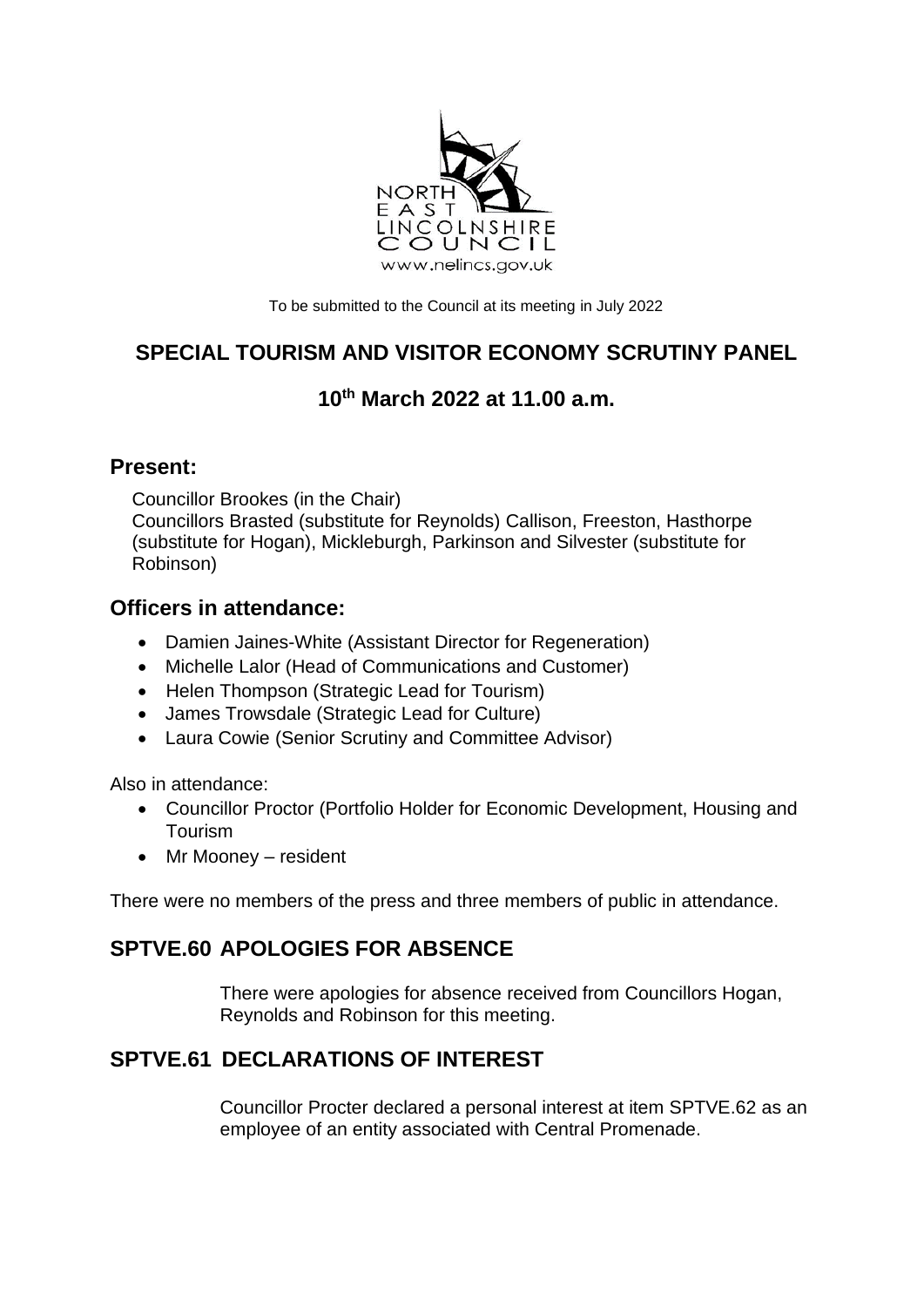NORTH EAST LINCOLNSHIRE COUNCIL
www.nelincs.gov.uk

To be submitted to the Council at its meeting in July 2022

# SPECIAL TOURISM AND VISITOR ECONOMY SCRUTINY PANEL

## 10th March 2022 at 11.00 a.m.

## Present:

Councillor Brookes (in the Chair)
Councillors Brasted (substitute for Reynolds) Callison, Freeston, Hasthorpe (substitute for Hogan), Mickleburgh, Parkinson and Silvester (substitute for Robinson)

## Officers in attendance:

- Damien Jaines-White (Assistant Director for Regeneration)
- Michelle Lalor (Head of Communications and Customer)
- Helen Thompson (Strategic Lead for Tourism)
- James Trowsdale (Strategic Lead for Culture)
- Laura Cowie (Senior Scrutiny and Committee Advisor)

Also in attendance:

- Councillor Proctor (Portfolio Holder for Economic Development, Housing and Tourism
- Mr Mooney – resident

There were no members of the press and three members of public in attendance.

## SPTVE.60 APOLOGIES FOR ABSENCE

There were apologies for absence received from Councillors Hogan, Reynolds and Robinson for this meeting.

## SPTVE.61 DECLARATIONS OF INTEREST

Councillor Procter declared a personal interest at item SPTVE.62 as an employee of an entity associated with Central Promenade.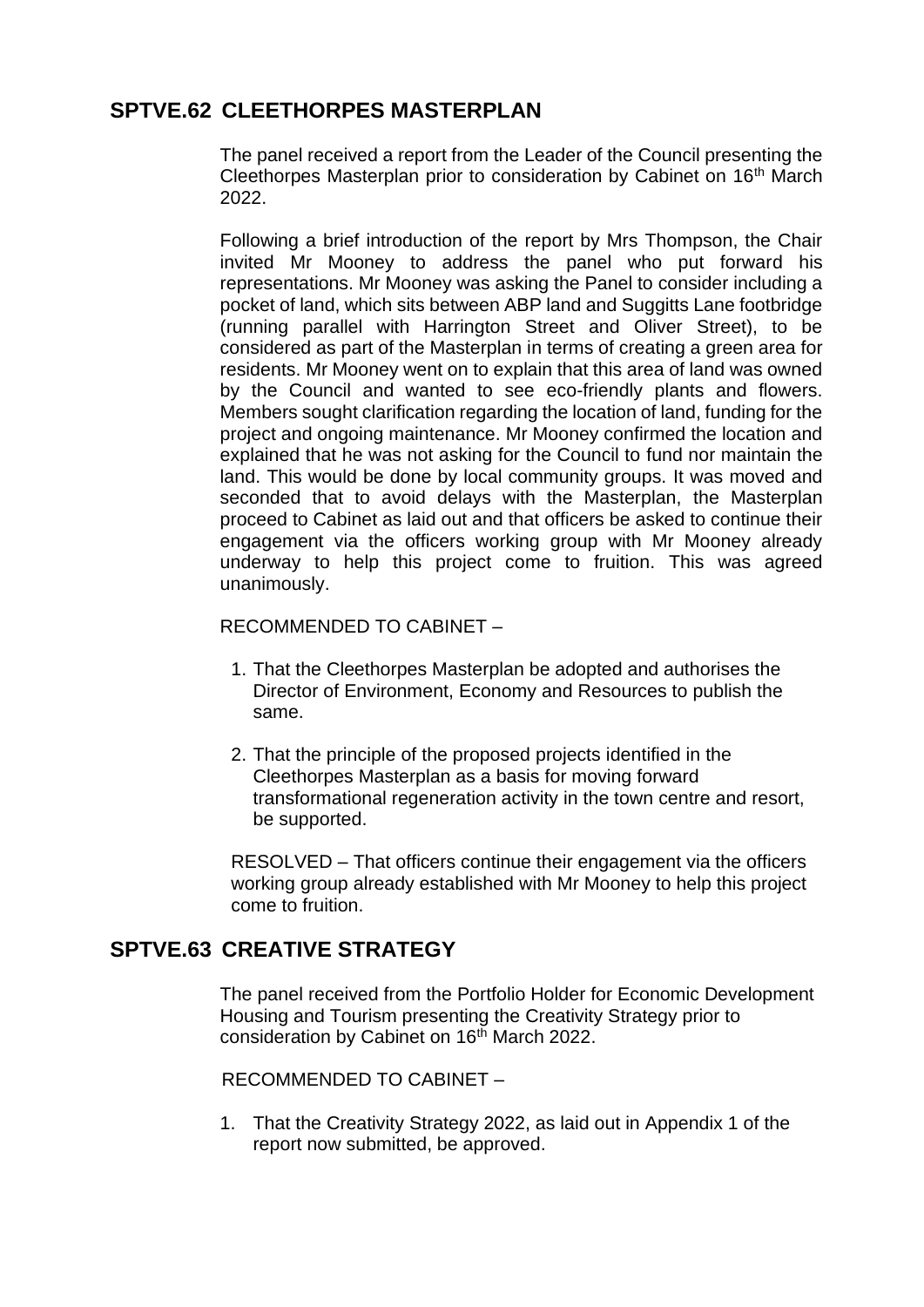## SPTVE.62 CLEETHORPES MASTERPLAN

The panel received a report from the Leader of the Council presenting the Cleethorpes Masterplan prior to consideration by Cabinet on 16th March 2022.

Following a brief introduction of the report by Mrs Thompson, the Chair invited Mr Mooney to address the panel who put forward his representations. Mr Mooney was asking the Panel to consider including a pocket of land, which sits between ABP land and Suggitts Lane footbridge (running parallel with Harrington Street and Oliver Street), to be considered as part of the Masterplan in terms of creating a green area for residents. Mr Mooney went on to explain that this area of land was owned by the Council and wanted to see eco-friendly plants and flowers. Members sought clarification regarding the location of land, funding for the project and ongoing maintenance. Mr Mooney confirmed the location and explained that he was not asking for the Council to fund nor maintain the land. This would be done by local community groups. It was moved and seconded that to avoid delays with the Masterplan, the Masterplan proceed to Cabinet as laid out and that officers be asked to continue their engagement via the officers working group with Mr Mooney already underway to help this project come to fruition. This was agreed unanimously.

RECOMMENDED TO CABINET –

1. That the Cleethorpes Masterplan be adopted and authorises the Director of Environment, Economy and Resources to publish the same.

2. That the principle of the proposed projects identified in the Cleethorpes Masterplan as a basis for moving forward transformational regeneration activity in the town centre and resort, be supported.

RESOLVED – That officers continue their engagement via the officers working group already established with Mr Mooney to help this project come to fruition.

## SPTVE.63 CREATIVE STRATEGY

The panel received from the Portfolio Holder for Economic Development Housing and Tourism presenting the Creativity Strategy prior to consideration by Cabinet on 16th March 2022.

RECOMMENDED TO CABINET –

1. That the Creativity Strategy 2022, as laid out in Appendix 1 of the report now submitted, be approved.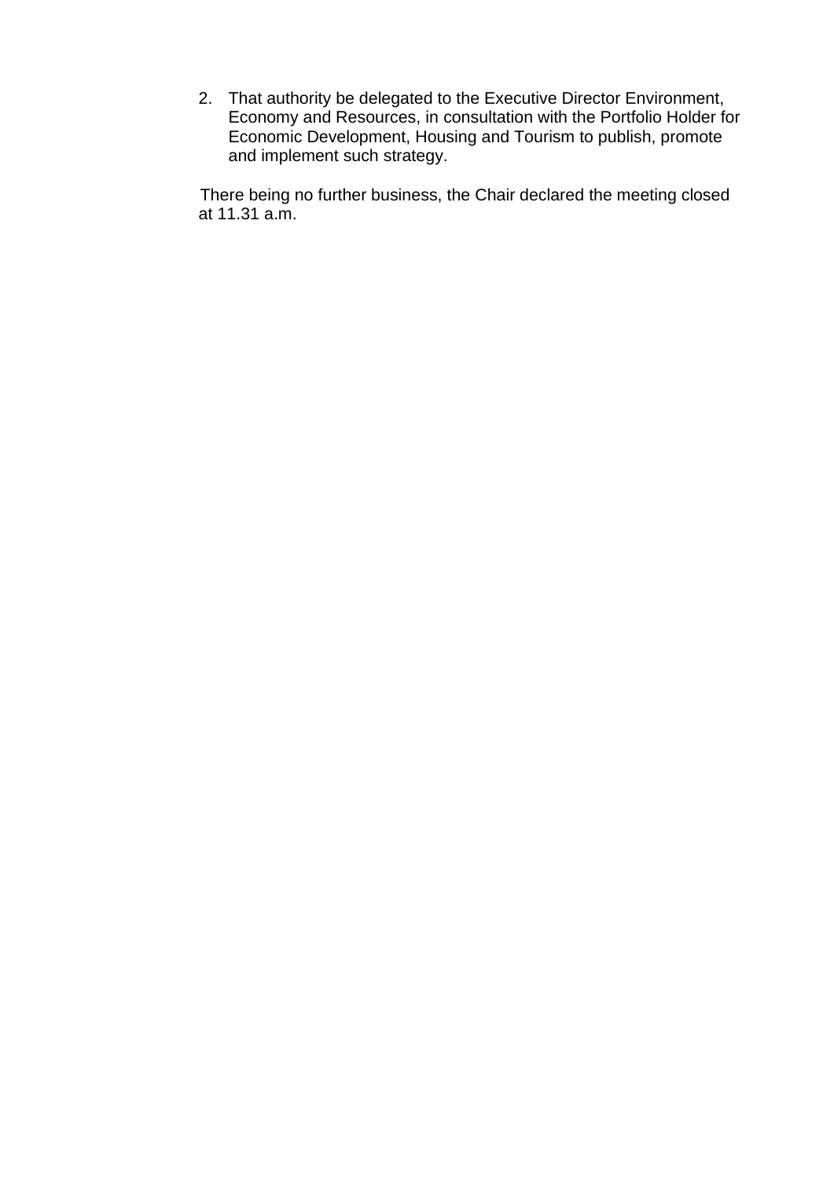2. That authority be delegated to the Executive Director Environment, Economy and Resources, in consultation with the Portfolio Holder for Economic Development, Housing and Tourism to publish, promote and implement such strategy.

There being no further business, the Chair declared the meeting closed at 11.31 a.m.